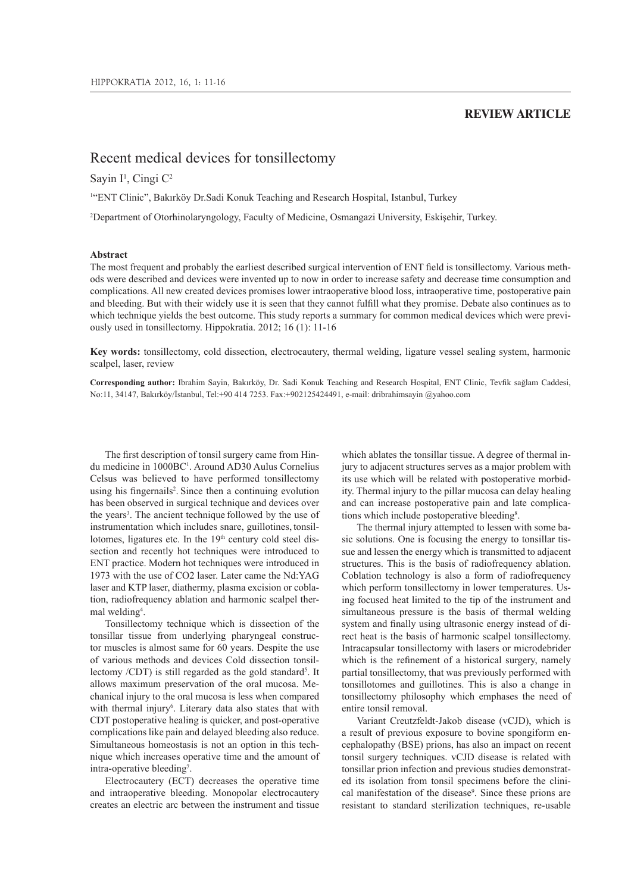**REVIEW ARTICLE**

# Recent medical devices for tonsillectomy

Sayin I[1], Cingi C[2]

[1]"ENT Clinic", Bakırköy Dr.Sadi Konuk Teaching and Research Hospital, Istanbul, Turkey

[2]Department of Otorhinolaryngology, Faculty of Medicine, Osmangazi University, Eskişehir, Turkey.

### Abstract

The most frequent and probably the earliest described surgical intervention of ENT field is tonsillectomy. Various methods were described and devices were invented up to now in order to increase safety and decrease time consumption and complications. All new created devices promises lower intraoperative blood loss, intraoperative time, postoperative pain and bleeding. But with their widely use it is seen that they cannot fulfill what they promise. Debate also continues as to which technique yields the best outcome. This study reports a summary for common medical devices which were previously used in tonsillectomy. Hippokratia. 2012; 16 (1): 11-16

**Key words:** tonsillectomy, cold dissection, electrocautery, thermal welding, ligature vessel sealing system, harmonic scalpel, laser, review

**Corresponding author:** Ibrahim Sayin, Bakırköy, Dr. Sadi Konuk Teaching and Research Hospital, ENT Clinic, Tevfik sağlam Caddesi, No:11, 34147, Bakırköy/İstanbul, Tel:+90 414 7253. Fax:+902125424491, e-mail: dribrahimsayin @yahoo.com

The first description of tonsil surgery came from Hindu medicine in 1000BC[1]. Around AD30 Aulus Cornelius Celsus was believed to have performed tonsillectomy using his fingernails[2]. Since then a continuing evolution has been observed in surgical technique and devices over the years[3]. The ancient technique followed by the use of instrumentation which includes snare, guillotines, tonsillotomes, ligatures etc. In the 19th century cold steel dissection and recently hot techniques were introduced to ENT practice. Modern hot techniques were introduced in 1973 with the use of CO2 laser. Later came the Nd:YAG laser and KTP laser, diathermy, plasma excision or coblation, radiofrequency ablation and harmonic scalpel thermal welding[4].

Tonsillectomy technique which is dissection of the tonsillar tissue from underlying pharyngeal constructor muscles is almost same for 60 years. Despite the use of various methods and devices Cold dissection tonsillectomy /CDT) is still regarded as the gold standard[5]. It allows maximum preservation of the oral mucosa. Mechanical injury to the oral mucosa is less when compared with thermal injury[6]. Literary data also states that with CDT postoperative healing is quicker, and post-operative complications like pain and delayed bleeding also reduce. Simultaneous homeostasis is not an option in this technique which increases operative time and the amount of intra-operative bleeding[7].

Electrocautery (ECT) decreases the operative time and intraoperative bleeding. Monopolar electrocautery creates an electric arc between the instrument and tissue which ablates the tonsillar tissue. A degree of thermal injury to adjacent structures serves as a major problem with its use which will be related with postoperative morbidity. Thermal injury to the pillar mucosa can delay healing and can increase postoperative pain and late complications which include postoperative bleeding[8].

The thermal injury attempted to lessen with some basic solutions. One is focusing the energy to tonsillar tissue and lessen the energy which is transmitted to adjacent structures. This is the basis of radiofrequency ablation. Coblation technology is also a form of radiofrequency which perform tonsillectomy in lower temperatures. Using focused heat limited to the tip of the instrument and simultaneous pressure is the basis of thermal welding system and finally using ultrasonic energy instead of direct heat is the basis of harmonic scalpel tonsillectomy. Intracapsular tonsillectomy with lasers or microdebrider which is the refinement of a historical surgery, namely partial tonsillectomy, that was previously performed with tonsillotomes and guillotines. This is also a change in tonsillectomy philosophy which emphases the need of entire tonsil removal.

Variant Creutzfeldt-Jakob disease (vCJD), which is a result of previous exposure to bovine spongiform encephalopathy (BSE) prions, has also an impact on recent tonsil surgery techniques. vCJD disease is related with tonsillar prion infection and previous studies demonstrated its isolation from tonsil specimens before the clinical manifestation of the disease[9]. Since these prions are resistant to standard sterilization techniques, re-usable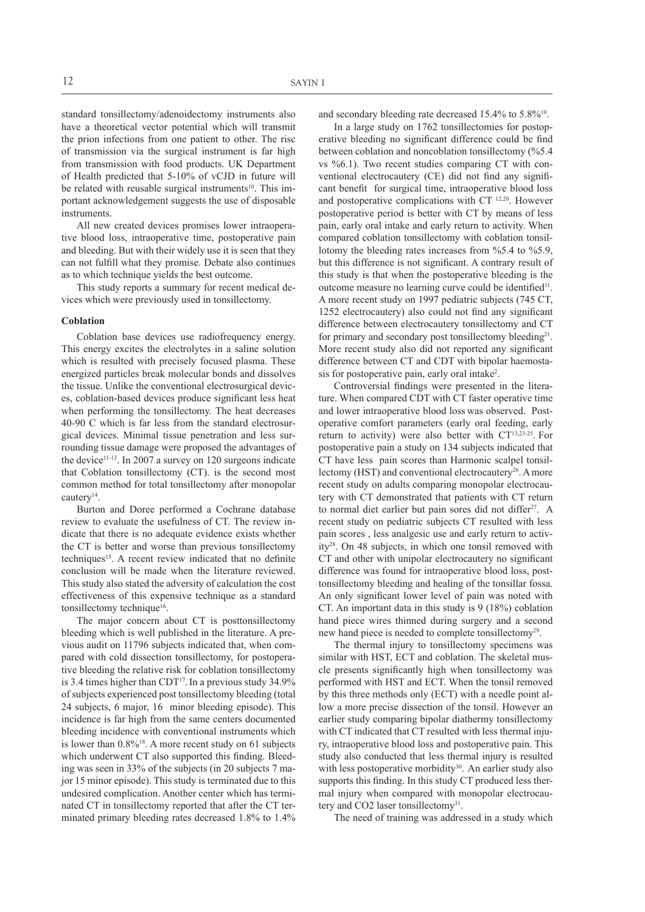standard tonsillectomy/adenoidectomy instruments also have a theoretical vector potential which will transmit the prion infections from one patient to other. The risc of transmission via the surgical instrument is far high from transmission with food products. UK Department of Health predicted that 5-10% of vCJD in future will be related with reusable surgical instruments[10]. This important acknowledgement suggests the use of disposable instruments.

All new created devices promises lower intraoperative blood loss, intraoperative time, postoperative pain and bleeding. But with their widely use it is seen that they can not fulfill what they promise. Debate also continues as to which technique yields the best outcome.

This study reports a summary for recent medical devices which were previously used in tonsillectomy.

**Coblation**

Coblation base devices use radiofrequency energy. This energy excites the electrolytes in a saline solution which is resulted with precisely focused plasma. These energized particles break molecular bonds and dissolves the tissue. Unlike the conventional electrosurgical devices, coblation-based devices produce significant less heat when performing the tonsillectomy. The heat decreases 40-90 C which is far less from the standard electrosurgical devices. Minimal tissue penetration and less surrounding tissue damage were proposed the advantages of the device[11-13]. In 2007 a survey on 120 surgeons indicate that Coblation tonsillectomy (CT). is the second most common method for total tonsillectomy after monopolar cautery[14].

Burton and Doree performed a Cochrane database review to evaluate the usefulness of CT. The review indicate that there is no adequate evidence exists whether the CT is better and worse than previous tonsillectomy techniques[15]. A recent review indicated that no definite conclusion will be made when the literature reviewed. This study also stated the adversity of calculation the cost effectiveness of this expensive technique as a standard tonsillectomy technique[16].

The major concern about CT is posttonsillectomy bleeding which is well published in the literature. A previous audit on 11796 subjects indicated that, when compared with cold dissection tonsillectomy, for postoperative bleeding the relative risk for coblation tonsillectomy is 3.4 times higher than CDT[17]. In a previous study 34.9% of subjects experienced post tonsillectomy bleeding (total 24 subjects, 6 major, 16 minor bleeding episode). This incidence is far high from the same centers documented bleeding incidence with conventional instruments which is lower than 0.8%[18]. A more recent study on 61 subjects which underwent CT also supported this finding. Bleeding was seen in 33% of the subjects (in 20 subjects 7 major 15 minor episode). This study is terminated due to this undesired complication. Another center which has terminated CT in tonsillectomy reported that after the CT terminated primary bleeding rates decreased 1.8% to 1.4% and secondary bleeding rate decreased 15.4% to 5.8%[19].

In a large study on 1762 tonsillectomies for postoperative bleeding no significant difference could be find between coblation and noncoblation tonsillectomy (%5.4 vs %6.1). Two recent studies comparing CT with conventional electrocautery (CE) did not find any significant benefit for surgical time, intraoperative blood loss and postoperative complications with CT [12,20]. However postoperative period is better with CT by means of less pain, early oral intake and early return to activity. When compared coblation tonsillectomy with coblation tonsillotomy the bleeding rates increases from %5.4 to %5.9, but this difference is not significant. A contrary result of this study is that when the postoperative bleeding is the outcome measure no learning curve could be identified[11]. A more recent study on 1997 pediatric subjects (745 CT, 1252 electrocautery) also could not find any significant difference between electrocautery tonsillectomy and CT for primary and secondary post tonsillectomy bleeding[21]. More recent study also did not reported any significant difference between CT and CDT with bipolar haemostasis for postoperative pain, early oral intake[2].

Controversial findings were presented in the literature. When compared CDT with CT faster operative time and lower intraoperative blood loss was observed. Postoperative comfort parameters (early oral feeding, early return to activity) were also better with CT[13,23-25]. For postoperative pain a study on 134 subjects indicated that CT have less pain scores than Harmonic scalpel tonsillectomy (HST) and conventional electrocautery[26]. A more recent study on adults comparing monopolar electrocautery with CT demonstrated that patients with CT return to normal diet earlier but pain sores did not differ[27]. A recent study on pediatric subjects CT resulted with less pain scores , less analgesic use and early return to activity[28]. On 48 subjects, in which one tonsil removed with CT and other with unipolar electrocautery no significant difference was found for intraoperative blood loss, posttonsillectomy bleeding and healing of the tonsillar fossa. An only significant lower level of pain was noted with CT. An important data in this study is 9 (18%) coblation hand piece wires thinned during surgery and a second new hand piece is needed to complete tonsillectomy[29].

The thermal injury to tonsillectomy specimens was similar with HST, ECT and coblation. The skeletal muscle presents significantly high when tonsillectomy was performed with HST and ECT. When the tonsil removed by this three methods only (ECT) with a needle point allow a more precise dissection of the tonsil. However an earlier study comparing bipolar diathermy tonsillectomy with CT indicated that CT resulted with less thermal injury, intraoperative blood loss and postoperative pain. This study also conducted that less thermal injury is resulted with less postoperative morbidity[30]. An earlier study also supports this finding. In this study CT produced less thermal injury when compared with monopolar electrocautery and $CO_2$ laser tonsillectomy[31].

The need of training was addressed in a study which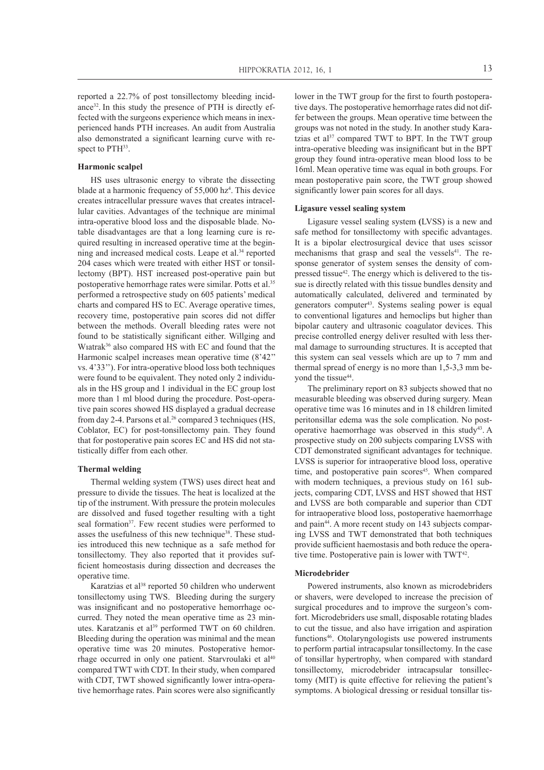reported a 22.7% of post tonsillectomy bleeding incidance[32]. In this study the presence of PTH is directly effected with the surgeons experience which means in inexperienced hands PTH increases. An audit from Australia also demonstrated a significant learning curve with respect to PTH[33].

### Harmonic scalpel

HS uses ultrasonic energy to vibrate the dissecting blade at a harmonic frequency of 55,000 hz[4]. This device creates intracellular pressure waves that creates intracellular cavities. Advantages of the technique are minimal intra-operative blood loss and the disposable blade. Notable disadvantages are that a long learning cure is required resulting in increased operative time at the beginning and increased medical costs. Leape et al.[34] reported 204 cases which were treated with either HST or tonsillectomy (BPT). HST increased post-operative pain but postoperative hemorrhage rates were similar. Potts et al.[35] performed a retrospective study on 605 patients' medical charts and compared HS to EC. Average operative times, recovery time, postoperative pain scores did not differ between the methods. Overall bleeding rates were not found to be statistically significant either. Willging and Wıatrak[36] also compared HS with EC and found that the Harmonic scalpel increases mean operative time (8'42'' vs. 4'33''). For intra-operative blood loss both techniques were found to be equivalent. They noted only 2 individuals in the HS group and 1 individual in the EC group lost more than 1 ml blood during the procedure. Post-operative pain scores showed HS displayed a gradual decrease from day 2-4. Parsons et al.[26] compared 3 techniques (HS, Coblator, EC) for post-tonsillectomy pain. They found that for postoperative pain scores EC and HS did not statistically differ from each other.

### Thermal welding

Thermal welding system (TWS) uses direct heat and pressure to divide the tissues. The heat is localized at the tip of the instrument. With pressure the protein molecules are dissolved and fused together resulting with a tight seal formation[37]. Few recent studies were performed to asses the usefulness of this new technique[38]. These studies introduced this new technique as a safe method for tonsillectomy. They also reported that it provides sufficient homeostasis during dissection and decreases the operative time.

Karatzias et al[38] reported 50 children who underwent tonsillectomy using TWS. Bleeding during the surgery was insignificant and no postoperative hemorrhage occurred. They noted the mean operative time as 23 minutes. Karatzanis et al[39] performed TWT on 60 children. Bleeding during the operation was minimal and the mean operative time was 20 minutes. Postoperative hemorrhage occurred in only one patient. Starvroulaki et al[40] compared TWT with CDT. In their study, when compared with CDT, TWT showed significantly lower intra-operative hemorrhage rates. Pain scores were also significantly lower in the TWT group for the first to fourth postoperative days. The postoperative hemorrhage rates did not differ between the groups. Mean operative time between the groups was not noted in the study. In another study Karatzias et al[37] compared TWT to BPT. In the TWT group intra-operative bleeding was insignificant but in the BPT group they found intra-operative mean blood loss to be 16ml. Mean operative time was equal in both groups. For mean postoperative pain score, the TWT group showed significantly lower pain scores for all days.

### Ligasure vessel sealing system

Ligasure vessel sealing system **(**LVSS) is a new and safe method for tonsillectomy with specific advantages. It is a bipolar electrosurgical device that uses scissor mechanisms that grasp and seal the vessels[41]. The response generator of system senses the density of compressed tissue[42]. The energy which is delivered to the tissue is directly related with this tissue bundles density and automatically calculated, delivered and terminated by generators computer[43]. Systems sealing power is equal to conventional ligatures and hemoclips but higher than bipolar cautery and ultrasonic coagulator devices. This precise controlled energy deliver resulted with less thermal damage to surrounding structures. It is accepted that this system can seal vessels which are up to 7 mm and thermal spread of energy is no more than 1,5-3,3 mm beyond the tissue[44].

The preliminary report on 83 subjects showed that no measurable bleeding was observed during surgery. Mean operative time was 16 minutes and in 18 children limited peritonsillar edema was the sole complication. No postoperative haemorrhage was observed in this study[43]. A prospective study on 200 subjects comparing LVSS with CDT demonstrated significant advantages for technique. LVSS is superior for intraoperative blood loss, operative time, and postoperative pain scores[45]. When compared with modern techniques, a previous study on 161 subjects, comparing CDT, LVSS and HST showed that HST and LVSS are both comparable and superior than CDT for intraoperative blood loss, postoperative haemorrhage and pain[44]. A more recent study on 143 subjects comparing LVSS and TWT demonstrated that both techniques provide sufficient haemostasis and both reduce the operative time. Postoperative pain is lower with TWT[42].

### Microdebrider

Powered instruments, also known as microdebriders or shavers, were developed to increase the precision of surgical procedures and to improve the surgeon's comfort. Microdebriders use small, disposable rotating blades to cut the tissue, and also have irrigation and aspiration functions[46]. Otolaryngologists use powered instruments to perform partial intracapsular tonsillectomy. In the case of tonsillar hypertrophy, when compared with standard tonsillectomy, microdebrider intracapsular tonsillectomy (MIT) is quite effective for relieving the patient's symptoms. A biological dressing or residual tonsillar tis-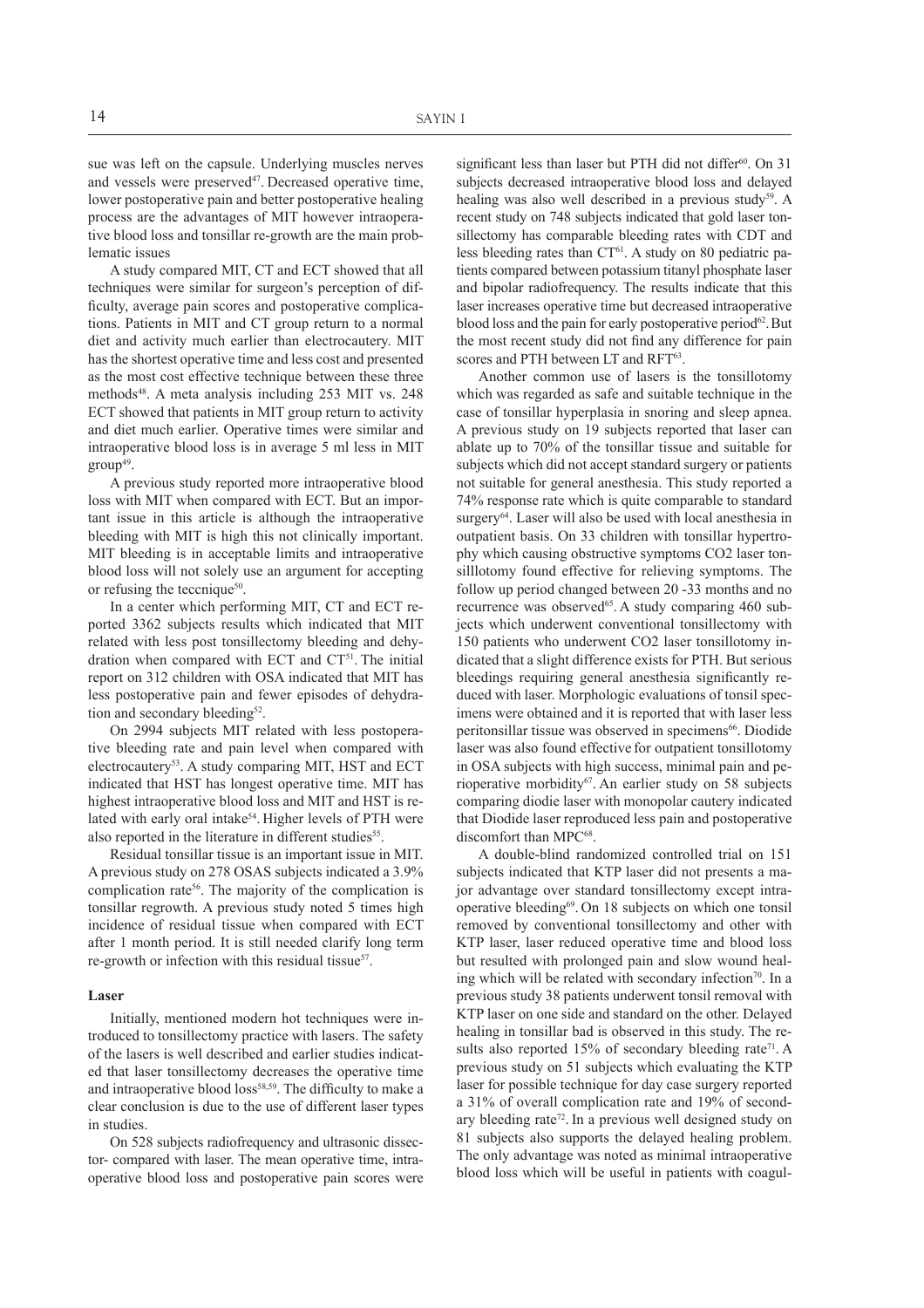sue was left on the capsule. Underlying muscles nerves and vessels were preserved[47]. Decreased operative time, lower postoperative pain and better postoperative healing process are the advantages of MIT however intraoperative blood loss and tonsillar re-growth are the main problematic issues

A study compared MIT, CT and ECT showed that all techniques were similar for surgeon's perception of difficulty, average pain scores and postoperative complications. Patients in MIT and CT group return to a normal diet and activity much earlier than electrocautery. MIT has the shortest operative time and less cost and presented as the most cost effective technique between these three methods[48]. A meta analysis including 253 MIT vs. 248 ECT showed that patients in MIT group return to activity and diet much earlier. Operative times were similar and intraoperative blood loss is in average 5 ml less in MIT group[49].

A previous study reported more intraoperative blood loss with MIT when compared with ECT. But an important issue in this article is although the intraoperative bleeding with MIT is high this not clinically important. MIT bleeding is in acceptable limits and intraoperative blood loss will not solely use an argument for accepting or refusing the tecc nique[50].

In a center which performing MIT, CT and ECT reported 3362 subjects results which indicated that MIT related with less post tonsillectomy bleeding and dehydration when compared with ECT and CT[51]. The initial report on 312 children with OSA indicated that MIT has less postoperative pain and fewer episodes of dehydration and secondary bleeding[52].

On 2994 subjects MIT related with less postoperative bleeding rate and pain level when compared with electrocautery[53]. A study comparing MIT, HST and ECT indicated that HST has longest operative time. MIT has highest intraoperative blood loss and MIT and HST is related with early oral intake[54]. Higher levels of PTH were also reported in the literature in different studies[55].

Residual tonsillar tissue is an important issue in MIT. A previous study on 278 OSAS subjects indicated a 3.9% complication rate[56]. The majority of the complication is tonsillar regrowth. A previous study noted 5 times high incidence of residual tissue when compared with ECT after 1 month period. It is still needed clarify long term re-growth or infection with this residual tissue[57].

### Laser

Initially, mentioned modern hot techniques were introduced to tonsillectomy practice with lasers. The safety of the lasers is well described and earlier studies indicated that laser tonsillectomy decreases the operative time and intraoperative blood loss[58,59]. The difficulty to make a clear conclusion is due to the use of different laser types in studies.

On 528 subjects radiofrequency and ultrasonic dissector- compared with laser. The mean operative time, intraoperative blood loss and postoperative pain scores were significant less than laser but PTH did not differ[60]. On 31 subjects decreased intraoperative blood loss and delayed healing was also well described in a previous study[59]. A recent study on 748 subjects indicated that gold laser tonsillectomy has comparable bleeding rates with CDT and less bleeding rates than CT[61]. A study on 80 pediatric patients compared between potassium titanyl phosphate laser and bipolar radiofrequency. The results indicate that this laser increases operative time but decreased intraoperative blood loss and the pain for early postoperative period[62]. But the most recent study did not find any difference for pain scores and PTH between LT and RFT[63].

Another common use of lasers is the tonsillotomy which was regarded as safe and suitable technique in the case of tonsillar hyperplasia in snoring and sleep apnea. A previous study on 19 subjects reported that laser can ablate up to 70% of the tonsillar tissue and suitable for subjects which did not accept standard surgery or patients not suitable for general anesthesia. This study reported a 74% response rate which is quite comparable to standard surgery[64]. Laser will also be used with local anesthesia in outpatient basis. On 33 children with tonsillar hypertrophy which causing obstructive symptoms $CO_2$ laser tonsilllotomy found effective for relieving symptoms. The follow up period changed between 20 -33 months and no recurrence was observed[65]. A study comparing 460 subjects which underwent conventional tonsillectomy with 150 patients who underwent $CO_2$ laser tonsillotomy indicated that a slight difference exists for PTH. But serious bleedings requiring general anesthesia significantly reduced with laser. Morphologic evaluations of tonsil specimens were obtained and it is reported that with laser less peritonsillar tissue was observed in specimens[66]. Diodide laser was also found effective for outpatient tonsillotomy in OSA subjects with high success, minimal pain and perioperative morbidity[67]. An earlier study on 58 subjects comparing diodie laser with monopolar cautery indicated that Diodide laser reproduced less pain and postoperative discomfort than MPC[68].

A double-blind randomized controlled trial on 151 subjects indicated that KTP laser did not presents a major advantage over standard tonsillectomy except intraoperative bleeding[69]. On 18 subjects on which one tonsil removed by conventional tonsillectomy and other with KTP laser, laser reduced operative time and blood loss but resulted with prolonged pain and slow wound healing which will be related with secondary infection[70]. In a previous study 38 patients underwent tonsil removal with KTP laser on one side and standard on the other. Delayed healing in tonsillar bad is observed in this study. The results also reported 15% of secondary bleeding rate[71]. A previous study on 51 subjects which evaluating the KTP laser for possible technique for day case surgery reported a 31% of overall complication rate and 19% of secondary bleeding rate[72]. In a previous well designed study on 81 subjects also supports the delayed healing problem. The only advantage was noted as minimal intraoperative blood loss which will be useful in patients with coagul-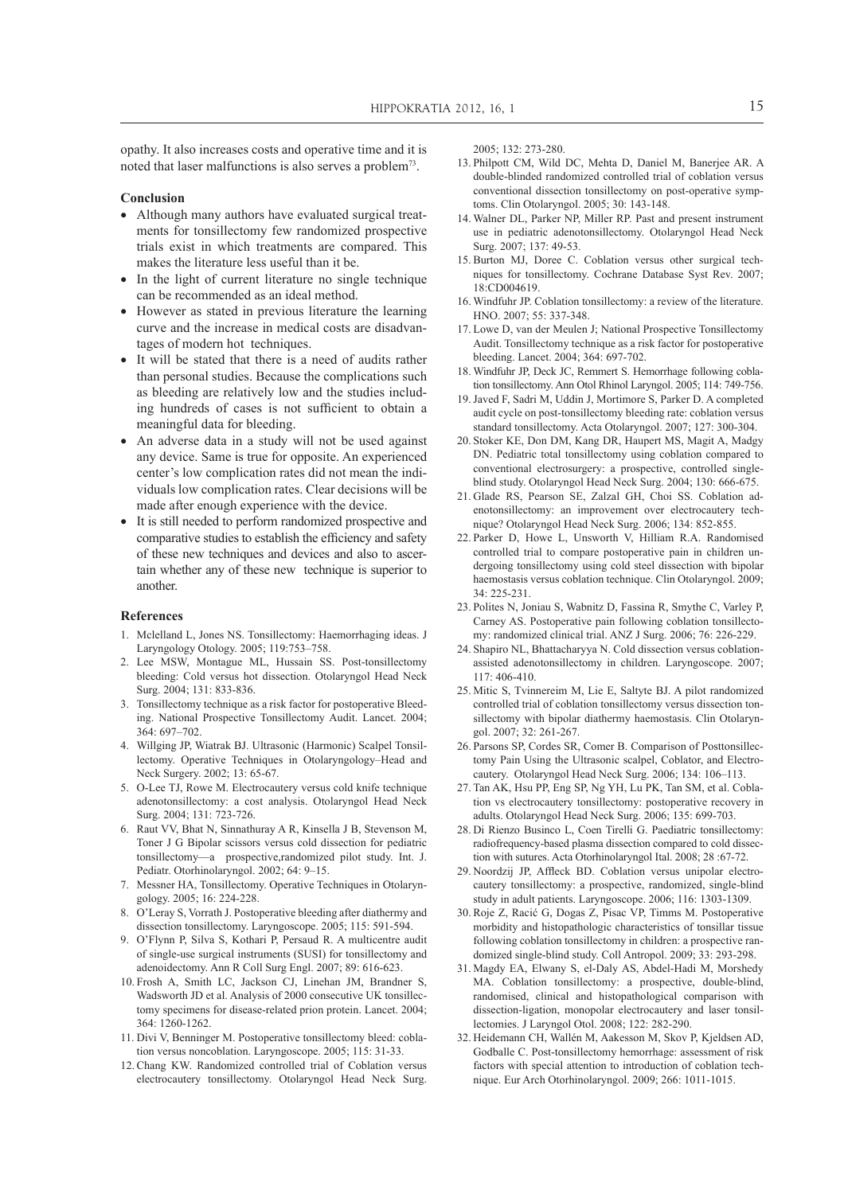opathy. It also increases costs and operative time and it is noted that laser malfunctions is also serves a problem[73].

**Conclusion**

- Although many authors have evaluated surgical treatments for tonsillectomy few randomized prospective trials exist in which treatments are compared. This makes the literature less useful than it be.
- In the light of current literature no single technique can be recommended as an ideal method.
- However as stated in previous literature the learning curve and the increase in medical costs are disadvantages of modern hot techniques.
- It will be stated that there is a need of audits rather than personal studies. Because the complications such as bleeding are relatively low and the studies including hundreds of cases is not sufficient to obtain a meaningful data for bleeding.
- An adverse data in a study will not be used against any device. Same is true for opposite. An experienced center's low complication rates did not mean the individuals low complication rates. Clear decisions will be made after enough experience with the device.
- It is still needed to perform randomized prospective and comparative studies to establish the efficiency and safety of these new techniques and devices and also to ascertain whether any of these new technique is superior to another.

**References**

1. Mclelland L, Jones NS. Tonsillectomy: Haemorrhaging ideas. J Laryngology Otology. 2005; 119:753–758.
2. Lee MSW, Montague ML, Hussain SS. Post-tonsillectomy bleeding: Cold versus hot dissection. Otolaryngol Head Neck Surg. 2004; 131: 833-836.
3. Tonsillectomy technique as a risk factor for postoperative Bleeding. National Prospective Tonsillectomy Audit. Lancet. 2004; 364: 697–702.
4. Willging JP, Wiatrak BJ. Ultrasonic (Harmonic) Scalpel Tonsillectomy. Operative Techniques in Otolaryngology–Head and Neck Surgery. 2002; 13: 65-67.
5. O-Lee TJ, Rowe M. Electrocautery versus cold knife technique adenotonsillectomy: a cost analysis. Otolaryngol Head Neck Surg. 2004; 131: 723-726.
6. Raut VV, Bhat N, Sinnathuray A R, Kinsella J B, Stevenson M, Toner J G Bipolar scissors versus cold dissection for pediatric tonsillectomy—a prospective,randomized pilot study. Int. J. Pediatr. Otorhinolaryngol. 2002; 64: 9–15.
7. Messner HA, Tonsillectomy. Operative Techniques in Otolaryngology. 2005; 16: 224-228.
8. O'Leray S, Vorrath J. Postoperative bleeding after diathermy and dissection tonsillectomy. Laryngoscope. 2005; 115: 591-594.
9. O'Flynn P, Silva S, Kothari P, Persaud R. A multicentre audit of single-use surgical instruments (SUSI) for tonsillectomy and adenoidectomy. Ann R Coll Surg Engl. 2007; 89: 616-623.
10. Frosh A, Smith LC, Jackson CJ, Linehan JM, Brandner S, Wadsworth JD et al. Analysis of 2000 consecutive UK tonsillectomy specimens for disease-related prion protein. Lancet. 2004; 364: 1260-1262.
11. Divi V, Benninger M. Postoperative tonsillectomy bleed: coblation versus noncoblation. Laryngoscope. 2005; 115: 31-33.
12. Chang KW. Randomized controlled trial of Coblation versus electrocautery tonsillectomy. Otolaryngol Head Neck Surg. 2005; 132: 273-280.
13. Philpott CM, Wild DC, Mehta D, Daniel M, Banerjee AR. A double-blinded randomized controlled trial of coblation versus conventional dissection tonsillectomy on post-operative symptoms. Clin Otolaryngol. 2005; 30: 143-148.
14. Walner DL, Parker NP, Miller RP. Past and present instrument use in pediatric adenotonsillectomy. Otolaryngol Head Neck Surg. 2007; 137: 49-53.
15. Burton MJ, Doree C. Coblation versus other surgical techniques for tonsillectomy. Cochrane Database Syst Rev. 2007; 18:CD004619.
16. Windfuhr JP. Coblation tonsillectomy: a review of the literature. HNO. 2007; 55: 337-348.
17. Lowe D, van der Meulen J; National Prospective Tonsillectomy Audit. Tonsillectomy technique as a risk factor for postoperative bleeding. Lancet. 2004; 364: 697-702.
18. Windfuhr JP, Deck JC, Remmert S. Hemorrhage following coblation tonsillectomy. Ann Otol Rhinol Laryngol. 2005; 114: 749-756.
19. Javed F, Sadri M, Uddin J, Mortimore S, Parker D. A completed audit cycle on post-tonsillectomy bleeding rate: coblation versus standard tonsillectomy. Acta Otolaryngol. 2007; 127: 300-304.
20. Stoker KE, Don DM, Kang DR, Haupert MS, Magit A, Madgy DN. Pediatric total tonsillectomy using coblation compared to conventional electrosurgery: a prospective, controlled single-blind study. Otolaryngol Head Neck Surg. 2004; 130: 666-675.
21. Glade RS, Pearson SE, Zalzal GH, Choi SS. Coblation adenotonsillectomy: an improvement over electrocautery technique? Otolaryngol Head Neck Surg. 2006; 134: 852-855.
22. Parker D, Howe L, Unsworth V, Hilliam R.A. Randomised controlled trial to compare postoperative pain in children undergoing tonsillectomy using cold steel dissection with bipolar haemostasis versus coblation technique. Clin Otolaryngol. 2009; 34: 225-231.
23. Polites N, Joniau S, Wabnitz D, Fassina R, Smythe C, Varley P, Carney AS. Postoperative pain following coblation tonsillectomy: randomized clinical trial. ANZ J Surg. 2006; 76: 226-229.
24. Shapiro NL, Bhattacharyya N. Cold dissection versus coblation-assisted adenotonsillectomy in children. Laryngoscope. 2007; 117: 406-410.
25. Mitic S, Tvinnereim M, Lie E, Saltyte BJ. A pilot randomized controlled trial of coblation tonsillectomy versus dissection tonsillectomy with bipolar diathermy haemostasis. Clin Otolaryngol. 2007; 32: 261-267.
26. Parsons SP, Cordes SR, Comer B. Comparison of Posttonsillectomy Pain Using the Ultrasonic scalpel, Coblator, and Electrocautery. Otolaryngol Head Neck Surg. 2006; 134: 106–113.
27. Tan AK, Hsu PP, Eng SP, Ng YH, Lu PK, Tan SM, et al. Coblation vs electrocautery tonsillectomy: postoperative recovery in adults. Otolaryngol Head Neck Surg. 2006; 135: 699-703.
28. Di Rienzo Businco L, Coen Tirelli G. Paediatric tonsillectomy: radiofrequency-based plasma dissection compared to cold dissection with sutures. Acta Otorhinolaryngol Ital. 2008; 28 :67-72.
29. Noordzij JP, Affleck BD. Coblation versus unipolar electrocautery tonsillectomy: a prospective, randomized, single-blind study in adult patients. Laryngoscope. 2006; 116: 1303-1309.
30. Roje Z, Racić G, Dogas Z, Pisac VP, Timms M. Postoperative morbidity and histopathologic characteristics of tonsillar tissue following coblation tonsillectomy in children: a prospective randomized single-blind study. Coll Antropol. 2009; 33: 293-298.
31. Magdy EA, Elwany S, el-Daly AS, Abdel-Hadi M, Morshedy MA. Coblation tonsillectomy: a prospective, double-blind, randomised, clinical and histopathological comparison with dissection-ligation, monopolar electrocautery and laser tonsillectomies. J Laryngol Otol. 2008; 122: 282-290.
32. Heidemann CH, Wallén M, Aakesson M, Skov P, Kjeldsen AD, Godballe C. Post-tonsillectomy hemorrhage: assessment of risk factors with special attention to introduction of coblation technique. Eur Arch Otorhinolaryngol. 2009; 266: 1011-1015.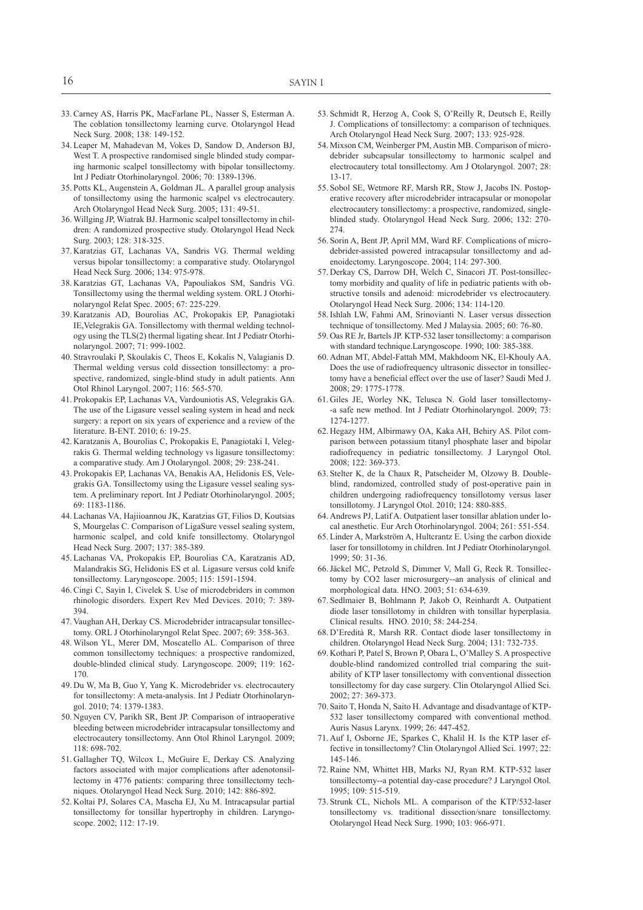33. Carney AS, Harris PK, MacFarlane PL, Nasser S, Esterman A. The coblation tonsillectomy learning curve. Otolaryngol Head Neck Surg. 2008; 138: 149-152.
34. Leaper M, Mahadevan M, Vokes D, Sandow D, Anderson BJ, West T. A prospective randomised single blinded study comparing harmonic scalpel tonsillectomy with bipolar tonsillectomy. Int J Pediatr Otorhinolaryngol. 2006; 70: 1389-1396.
35. Potts KL, Augenstein A, Goldman JL. A parallel group analysis of tonsillectomy using the harmonic scalpel vs electrocautery. Arch Otolaryngol Head Neck Surg. 2005; 131: 49-51.
36. Willging JP, Wiatrak BJ. Harmonic scalpel tonsillectomy in children: A randomized prospective study. Otolaryngol Head Neck Surg. 2003; 128: 318-325.
37. Karatzias GT, Lachanas VA, Sandris VG. Thermal welding versus bipolar tonsillectomy: a comparative study. Otolaryngol Head Neck Surg. 2006; 134: 975-978.
38. Karatzias GT, Lachanas VA, Papouliakos SM, Sandris VG. Tonsillectomy using the thermal welding system. ORL J Otorhinolaryngol Relat Spec. 2005; 67: 225-229.
39. Karatzanis AD, Bourolias AC, Prokopakis EP, Panagiotaki IE,Velegrakis GA. Tonsillectomy with thermal welding technology using the TLS(2) thermal ligating shear. Int J Pediatr Otorhinolaryngol. 2007; 71: 999-1002.
40. Stavroulaki P, Skoulakis C, Theos E, Kokalis N, Valagianis D. Thermal welding versus cold dissection tonsillectomy: a prospective, randomized, single-blind study in adult patients. Ann Otol Rhinol Laryngol. 2007; 116: 565-570.
41. Prokopakis EP, Lachanas VA, Vardouniotis AS, Velegrakis GA. The use of the Ligasure vessel sealing system in head and neck surgery: a report on six years of experience and a review of the literature. B-ENT. 2010; 6: 19-25.
42. Karatzanis A, Bourolias C, Prokopakis E, Panagiotaki I, Velegrakis G. Thermal welding technology vs ligasure tonsillectomy: a comparative study. Am J Otolaryngol. 2008; 29: 238-241.
43. Prokopakis EP, Lachanas VA, Benakis AA, Helidonis ES, Velegrakis GA. Tonsillectomy using the Ligasure vessel sealing system. A preliminary report. Int J Pediatr Otorhinolaryngol. 2005; 69: 1183-1186.
44. Lachanas VA, Hajiioannou JK, Karatzias GT, Filios D, Koutsias S, Mourgelas C. Comparison of LigaSure vessel sealing system, harmonic scalpel, and cold knife tonsillectomy. Otolaryngol Head Neck Surg. 2007; 137: 385-389.
45. Lachanas VA, Prokopakis EP, Bourolias CA, Karatzanis AD, Malandrakis SG, Helidonis ES et al. Ligasure versus cold knife tonsillectomy. Laryngoscope. 2005; 115: 1591-1594.
46. Cingi C, Sayin I, Civelek S. Use of microdebriders in common rhinologic disorders. Expert Rev Med Devices. 2010; 7: 389-394.
47. Vaughan AH, Derkay CS. Microdebrider intracapsular tonsillectomy. ORL J Otorhinolaryngol Relat Spec. 2007; 69: 358-363.
48. Wilson YL, Merer DM, Moscatello AL. Comparison of three common tonsillectomy techniques: a prospective randomized, double-blinded clinical study. Laryngoscope. 2009; 119: 162-170.
49. Du W, Ma B, Guo Y, Yang K. Microdebrider vs. electrocautery for tonsillectomy: A meta-analysis. Int J Pediatr Otorhinolaryngol. 2010; 74: 1379-1383.
50. Nguyen CV, Parikh SR, Bent JP. Comparison of intraoperative bleeding between microdebrider intracapsular tonsillectomy and electrocautery tonsillectomy. Ann Otol Rhinol Laryngol. 2009; 118: 698-702.
51. Gallagher TQ, Wilcox L, McGuire E, Derkay CS. Analyzing factors associated with major complications after adenotonsillectomy in 4776 patients: comparing three tonsillectomy techniques. Otolaryngol Head Neck Surg. 2010; 142: 886-892.
52. Koltai PJ, Solares CA, Mascha EJ, Xu M. Intracapsular partial tonsillectomy for tonsillar hypertrophy in children. Laryngoscope. 2002; 112: 17-19.
53. Schmidt R, Herzog A, Cook S, O'Reilly R, Deutsch E, Reilly J. Complications of tonsillectomy: a comparison of techniques. Arch Otolaryngol Head Neck Surg. 2007; 133: 925-928.
54. Mixson CM, Weinberger PM, Austin MB. Comparison of microdebrider subcapsular tonsillectomy to harmonic scalpel and electrocautery total tonsillectomy. Am J Otolaryngol. 2007; 28: 13-17.
55. Sobol SE, Wetmore RF, Marsh RR, Stow J, Jacobs IN. Postoperative recovery after microdebrider intracapsular or monopolar electrocautery tonsillectomy: a prospective, randomized, single-blinded study. Otolaryngol Head Neck Surg. 2006; 132: 270-274.
56. Sorin A, Bent JP, April MM, Ward RF. Complications of microdebrider-assisted powered intracapsular tonsillectomy and adenoidectomy. Laryngoscope. 2004; 114: 297-300.
57. Derkay CS, Darrow DH, Welch C, Sinacori JT. Post-tonsillectomy morbidity and quality of life in pediatric patients with obstructive tonsils and adenoid: microdebrider vs electrocautery. Otolaryngol Head Neck Surg. 2006; 134: 114-120.
58. Ishlah LW, Fahmi AM, Srinovianti N. Laser versus dissection technique of tonsillectomy. Med J Malaysia. 2005; 60: 76-80.
59. Oas RE Jr, Bartels JP. KTP-532 laser tonsillectomy: a comparison with standard technique.Laryngoscope. 1990; 100: 385-388.
60. Adnan MT, Abdel-Fattah MM, Makhdoom NK, El-Khouly AA. Does the use of radiofrequency ultrasonic dissector in tonsillectomy have a beneficial effect over the use of laser? Saudi Med J. 2008; 29: 1775-1778.
61. Giles JE, Worley NK, Telusca N. Gold laser tonsillectomy--a safe new method. Int J Pediatr Otorhinolaryngol. 2009; 73: 1274-1277.
62. Hegazy HM, Albirmawy OA, Kaka AH, Behiry AS. Pilot comparison between potassium titanyl phosphate laser and bipolar radiofrequency in pediatric tonsillectomy. J Laryngol Otol. 2008; 122: 369-373.
63. Stelter K, de la Chaux R, Patscheider M, Olzowy B. Double-blind, randomized, controlled study of post-operative pain in children undergoing radiofrequency tonsillotomy versus laser tonsillotomy. J Laryngol Otol. 2010; 124: 880-885.
64. Andrews PJ, Latif A. Outpatient laser tonsillar ablation under local anesthetic. Eur Arch Otorhinolaryngol. 2004; 261: 551-554.
65. Linder A, Markström A, Hultcrantz E. Using the carbon dioxide laser for tonsillotomy in children. Int J Pediatr Otorhinolaryngol. 1999; 50: 31-36.
66. Jäckel MC, Petzold S, Dimmer V, Mall G, Reck R. Tonsillectomy by CO2 laser microsurgery--an analysis of clinical and morphological data. HNO. 2003; 51: 634-639.
67. Sedlmaier B, Bohlmann P, Jakob O, Reinhardt A. Outpatient diode laser tonsillotomy in children with tonsillar hyperplasia. Clinical results. HNO. 2010; 58: 244-254.
68. D'Eredità R, Marsh RR. Contact diode laser tonsillectomy in children. Otolaryngol Head Neck Surg. 2004; 131: 732-735.
69. Kothari P, Patel S, Brown P, Obara L, O'Malley S. A prospective double-blind randomized controlled trial comparing the suitability of KTP laser tonsillectomy with conventional dissection tonsillectomy for day case surgery. Clin Otolaryngol Allied Sci. 2002; 27: 369-373.
70. Saito T, Honda N, Saito H. Advantage and disadvantage of KTP-532 laser tonsillectomy compared with conventional method. Auris Nasus Larynx. 1999; 26: 447-452.
71. Auf I, Osborne JE, Sparkes C, Khalil H. Is the KTP laser effective in tonsillectomy? Clin Otolaryngol Allied Sci. 1997; 22: 145-146.
72. Raine NM, Whittet HB, Marks NJ, Ryan RM. KTP-532 laser tonsillectomy--a potential day-case procedure? J Laryngol Otol. 1995; 109: 515-519.
73. Strunk CL, Nichols ML. A comparison of the KTP/532-laser tonsillectomy vs. traditional dissection/snare tonsillectomy. Otolaryngol Head Neck Surg. 1990; 103: 966-971.